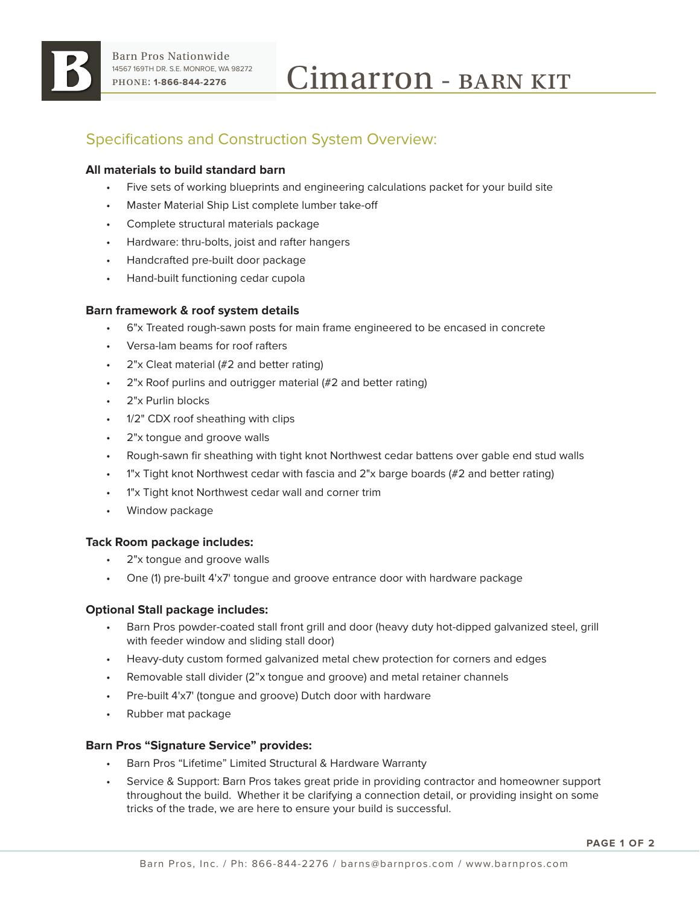Barn Pros Nationwide
14567 169TH DR. S.E. MONROE, WA 98272
PHONE: **1-866-844-2276**

# Cimarron - BARN KIT

## Specifications and Construction System Overview:

**All materials to build standard barn**

- Five sets of working blueprints and engineering calculations packet for your build site
- Master Material Ship List complete lumber take-off
- Complete structural materials package
- Hardware: thru-bolts, joist and rafter hangers
- Handcrafted pre-built door package
- Hand-built functioning cedar cupola

**Barn framework & roof system details**

- 6"x Treated rough-sawn posts for main frame engineered to be encased in concrete
- Versa-lam beams for roof rafters
- 2"x Cleat material (#2 and better rating)
- 2"x Roof purlins and outrigger material (#2 and better rating)
- 2"x Purlin blocks
- 1/2" CDX roof sheathing with clips
- 2"x tongue and groove walls
- Rough-sawn fir sheathing with tight knot Northwest cedar battens over gable end stud walls
- 1"x Tight knot Northwest cedar with fascia and 2"x barge boards (#2 and better rating)
- 1"x Tight knot Northwest cedar wall and corner trim
- Window package

**Tack Room package includes:**

- 2"x tongue and groove walls
- One (1) pre-built 4'x7' tongue and groove entrance door with hardware package

**Optional Stall package includes:**

- Barn Pros powder-coated stall front grill and door (heavy duty hot-dipped galvanized steel, grill with feeder window and sliding stall door)
- Heavy-duty custom formed galvanized metal chew protection for corners and edges
- Removable stall divider (2"x tongue and groove) and metal retainer channels
- Pre-built 4'x7' (tongue and groove) Dutch door with hardware
- Rubber mat package

**Barn Pros "Signature Service" provides:**

- Barn Pros "Lifetime" Limited Structural & Hardware Warranty
- Service & Support: Barn Pros takes great pride in providing contractor and homeowner support throughout the build. Whether it be clarifying a connection detail, or providing insight on some tricks of the trade, we are here to ensure your build is successful.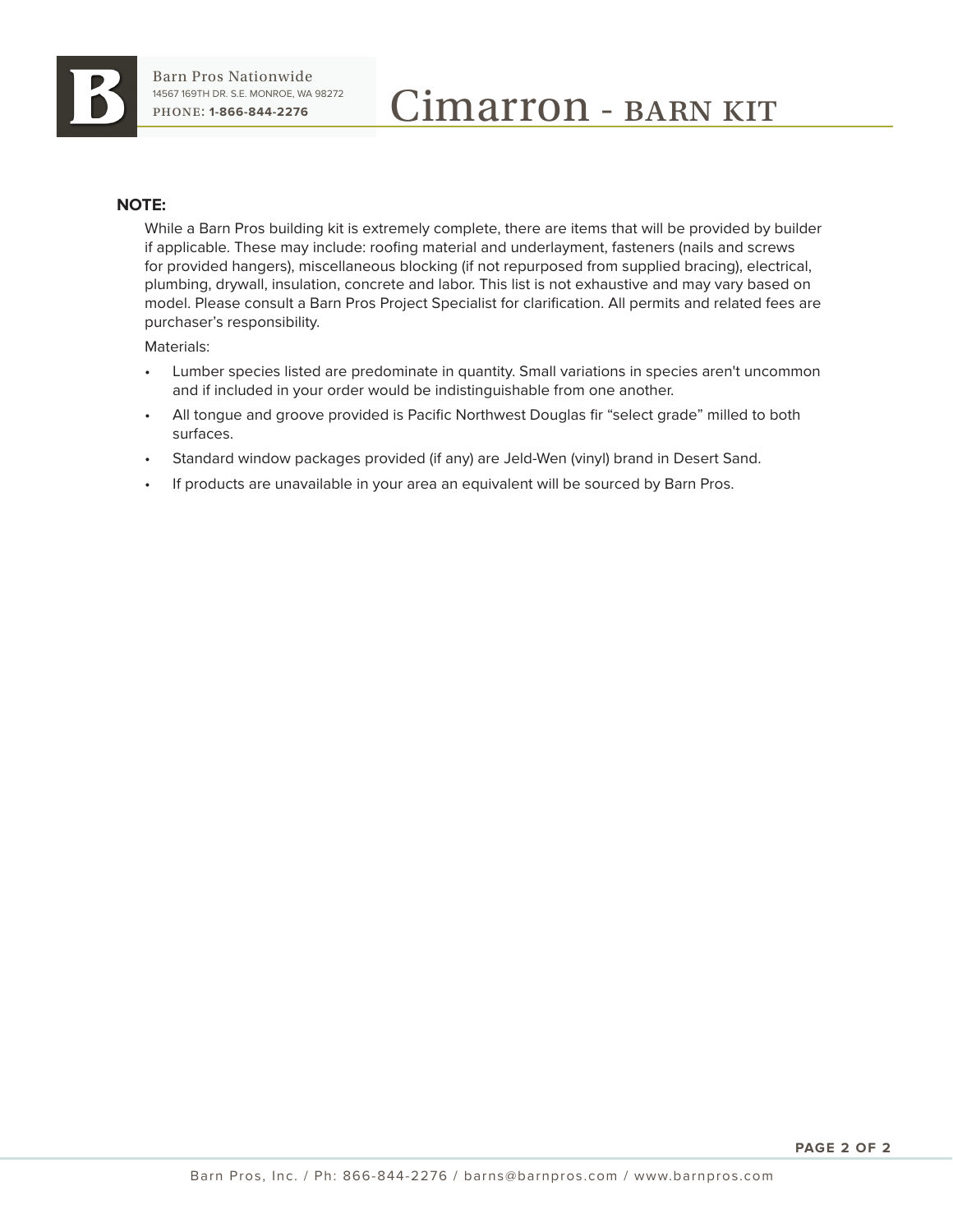**NOTE:**

While a Barn Pros building kit is extremely complete, there are items that will be provided by builder if applicable. These may include: roofing material and underlayment, fasteners (nails and screws for provided hangers), miscellaneous blocking (if not repurposed from supplied bracing), electrical, plumbing, drywall, insulation, concrete and labor. This list is not exhaustive and may vary based on model. Please consult a Barn Pros Project Specialist for clarification. All permits and related fees are purchaser's responsibility.

Materials:

- Lumber species listed are predominate in quantity. Small variations in species aren't uncommon and if included in your order would be indistinguishable from one another.
- All tongue and groove provided is Pacific Northwest Douglas fir "select grade" milled to both surfaces.
- Standard window packages provided (if any) are Jeld-Wen (vinyl) brand in Desert Sand.
- If products are unavailable in your area an equivalent will be sourced by Barn Pros.